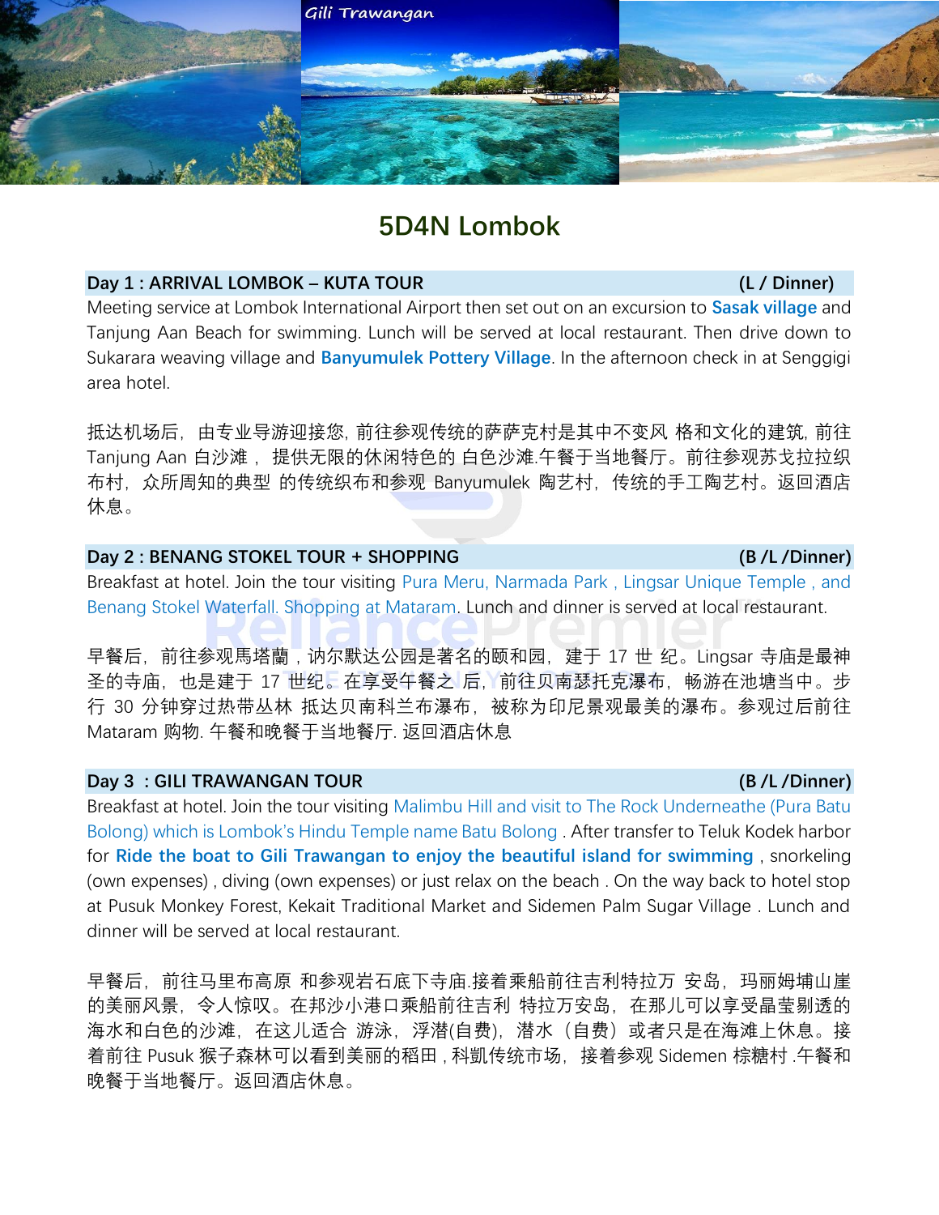# 5D4N Lombok

**Day 1 : ARRIVAL LOMBOK – KUTA TOUR (L / Dinner)**

Meeting service at Lombok International Airport then set out on an excursion to **Sasak village** and Tanjung Aan Beach for swimming. Lunch will be served at local restaurant. Then drive down to Sukarara weaving village and **Banyumulek Pottery Village**. In the afternoon check in at Senggigi area hotel.

抵达机场后，由专业导游迎接您, 前往参观传统的萨萨克村是其中不变风 格和文化的建筑, 前往 Tanjung Aan 白沙滩， 提供无限的休闲特色的 白色沙滩.午餐于当地餐厅。前往参观苏戈拉拉织布村，众所周知的典型 的传统织布和参观 Banyumulek 陶艺村，传统的手工陶艺村。返回酒店休息。

**Day 2 : BENANG STOKEL TOUR + SHOPPING (B /L /Dinner)**

Breakfast at hotel. Join the tour visiting Pura Meru, Narmada Park , Lingsar Unique Temple , and Benang Stokel Waterfall. Shopping at Mataram. Lunch and dinner is served at local restaurant.

早餐后，前往参观馬塔蘭，讷尔默达公园是著名的颐和园，建于 17 世 纪。Lingsar 寺庙是最神圣的寺庙，也是建于 17 世纪。在享受午餐之 后，前往贝南瑟托克瀑布，畅游在池塘当中。步行 30 分钟穿过热带丛林 抵达贝南科兰布瀑布，被称为印尼景观最美的瀑布。参观过后前往 Mataram 购物. 午餐和晚餐于当地餐厅. 返回酒店休息

**Day 3 : GILI TRAWANGAN TOUR (B /L /Dinner)**

Breakfast at hotel. Join the tour visiting Malimbu Hill and visit to The Rock Underneathe (Pura Batu Bolong) which is Lombok's Hindu Temple name Batu Bolong . After transfer to Teluk Kodek harbor for **Ride the boat to Gili Trawangan to enjoy the beautiful island for swimming** , snorkeling (own expenses) , diving (own expenses) or just relax on the beach . On the way back to hotel stop at Pusuk Monkey Forest, Kekait Traditional Market and Sidemen Palm Sugar Village . Lunch and dinner will be served at local restaurant.

早餐后，前往马里布高原 和参观岩石底下寺庙.接着乘船前往吉利特拉万 安岛，玛丽姆埔山崖的美丽风景，令人惊叹。在邦沙小港口乘船前往吉利 特拉万安岛，在那儿可以享受晶莹剔透的海水和白色的沙滩，在这儿适合 游泳，浮潜(自费)，潜水（自费）或者只是在海滩上休息。接着前往 Pusuk 猴子森林可以看到美丽的稻田 , 科凯传统市场，接着参观 Sidemen 棕糖村 .午餐和晚餐于当地餐厅。返回酒店休息。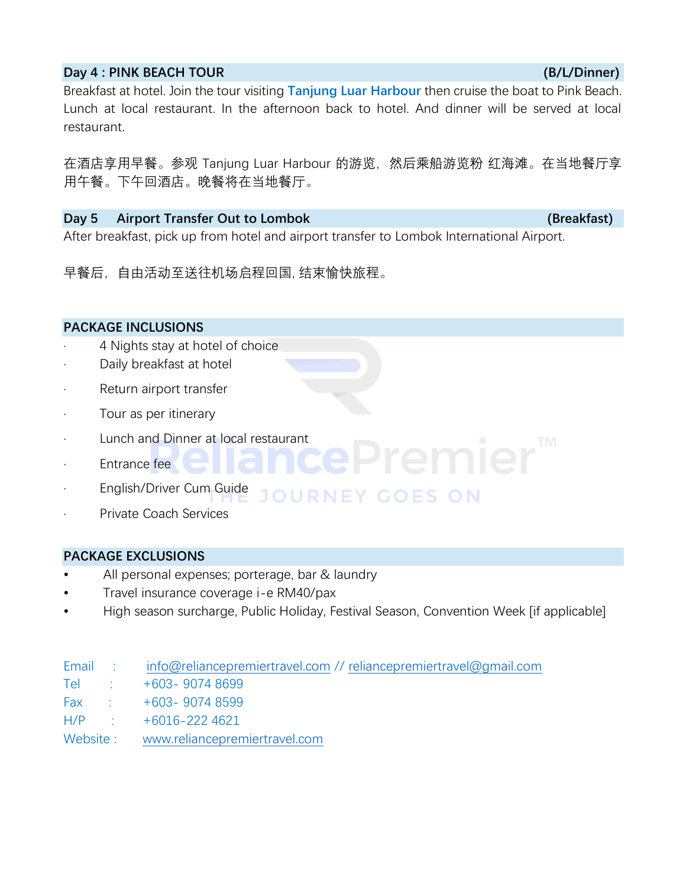## Day 4 : PINK BEACH TOUR (B/L/Dinner)

Breakfast at hotel. Join the tour visiting **Tanjung Luar Harbour** then cruise the boat to Pink Beach. Lunch at local restaurant. In the afternoon back to hotel. And dinner will be served at local restaurant.

在酒店享用早餐。参观 Tanjung Luar Harbour 的游览， 然后乘船游览粉 红海滩。在当地餐厅享用午餐。下午回酒店。晚餐将在当地餐厅。

## Day 5 Airport Transfer Out to Lombok (Breakfast)

After breakfast, pick up from hotel and airport transfer to Lombok International Airport.

早餐后，自由活动至送往机场启程回国, 结束愉快旅程。

## PACKAGE INCLUSIONS

- 4 Nights stay at hotel of choice
- Daily breakfast at hotel
- Return airport transfer
- Tour as per itinerary
- Lunch and Dinner at local restaurant
- Entrance fee
- English/Driver Cum Guide
- Private Coach Services

## PACKAGE EXCLUSIONS

- All personal expenses; porterage, bar & laundry
- Travel insurance coverage i-e RM40/pax
- High season surcharge, Public Holiday, Festival Season, Convention Week [if applicable]

Email : info@reliancepremiertravel.com // reliancepremiertravel@gmail.com
Tel : +603- 9074 8699
Fax : +603- 9074 8599
H/P : +6016-222 4621
Website : www.reliancepremiertravel.com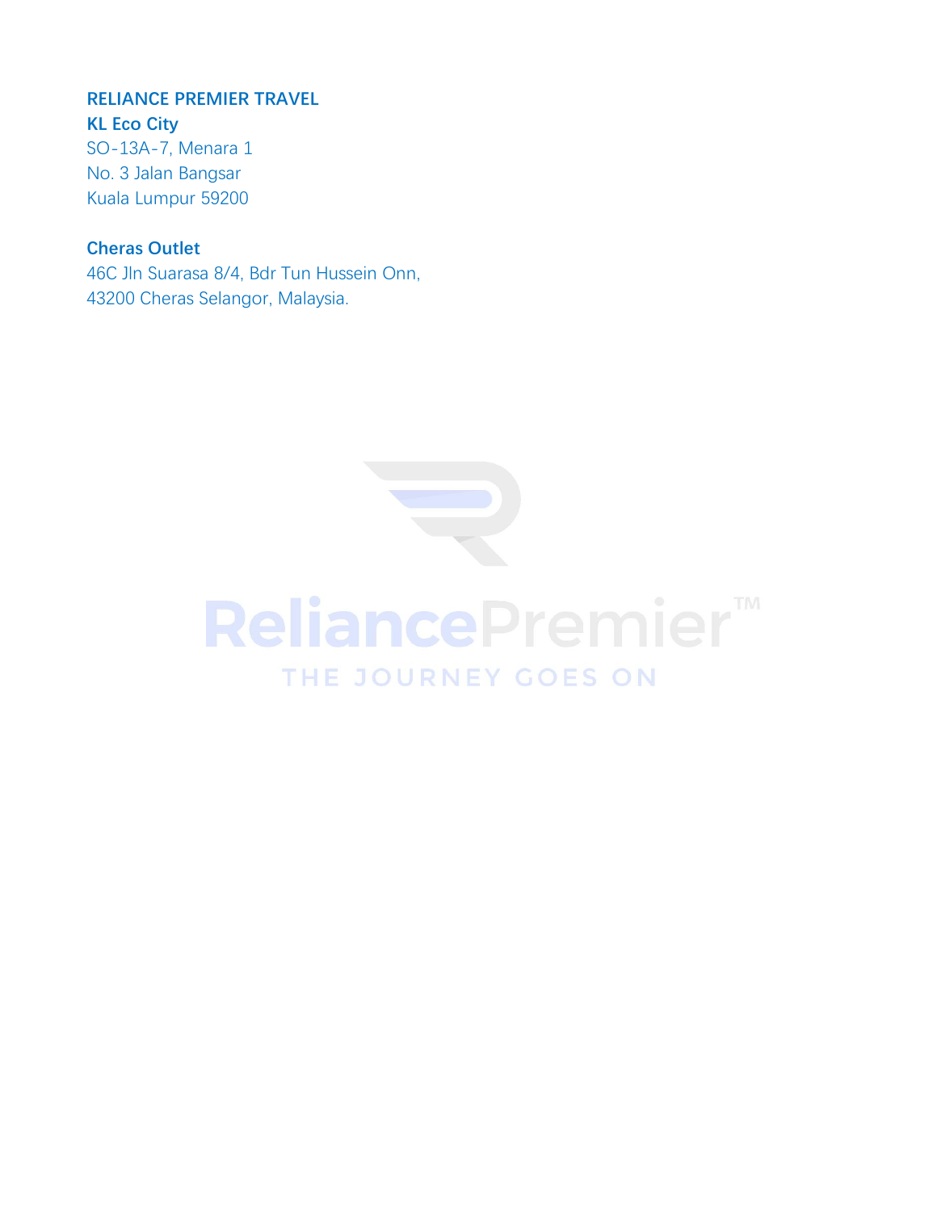**RELIANCE PREMIER TRAVEL**

**KL Eco City**

SO-13A-7, Menara 1
No. 3 Jalan Bangsar
Kuala Lumpur 59200

**Cheras Outlet**

46C Jln Suarasa 8/4, Bdr Tun Hussein Onn,
43200 Cheras Selangor, Malaysia.